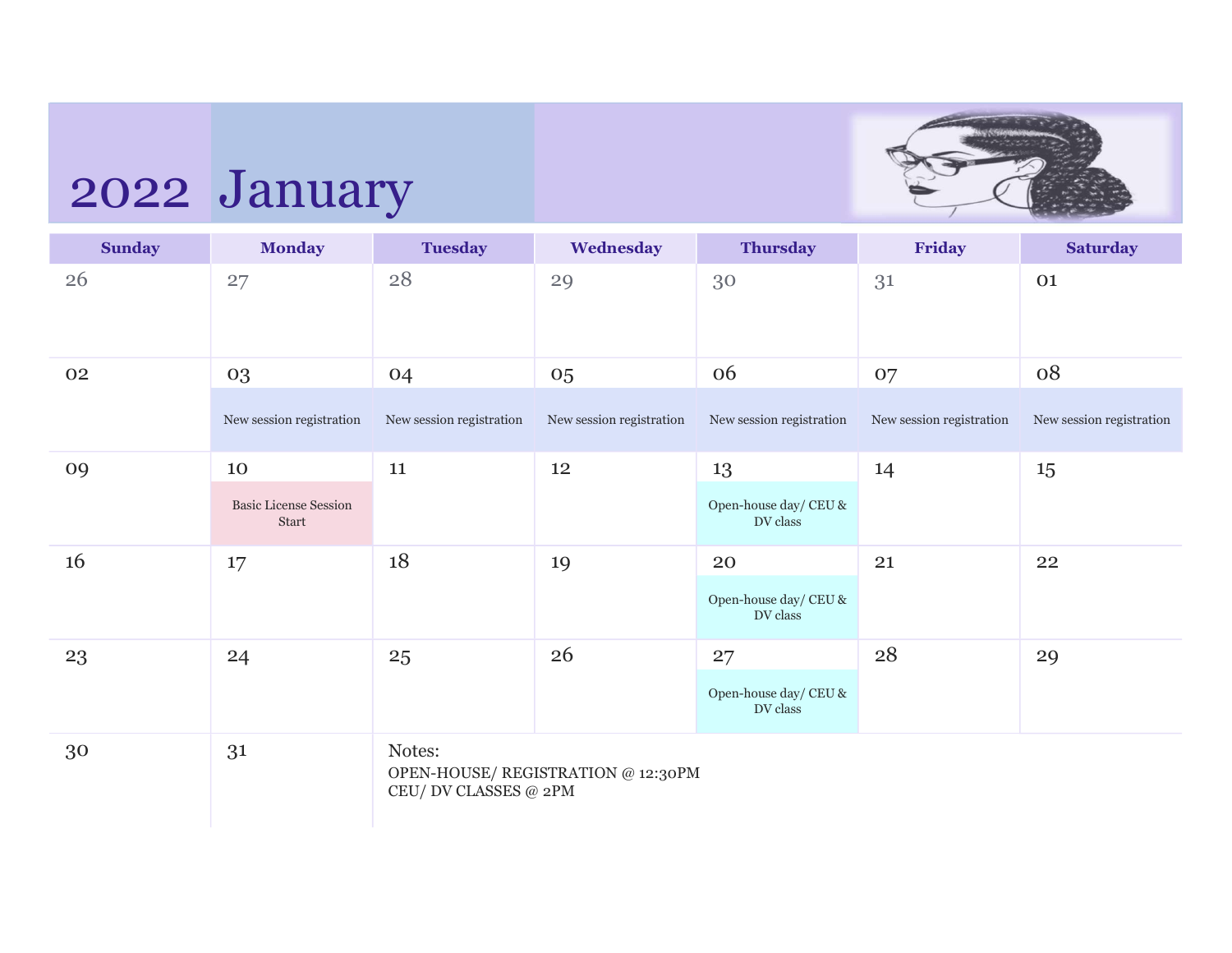# 2022 January

| Sunday | Monday | Tuesday | Wednesday | Thursday | Friday | Saturday |
|---|---|---|---|---|---|---|
| 26 | 27 | 28 | 29 | 30 | 31 | 01 |
| 02 | 03 New session registration | 04 New session registration | 05 New session registration | 06 New session registration | 07 New session registration | 08 New session registration |
| 09 | 10 Basic License Session Start | 11 | 12 | 13 Open-house day/ CEU & DV class | 14 | 15 |
| 16 | 17 | 18 | 19 | 20 Open-house day/ CEU & DV class | 21 | 22 |
| 23 | 24 | 25 | 26 | 27 Open-house day/ CEU & DV class | 28 | 29 |
| 30 | 31 | | | | | |

Notes:
OPEN-HOUSE/ REGISTRATION @ 12:30PM
CEU/ DV CLASSES @ 2PM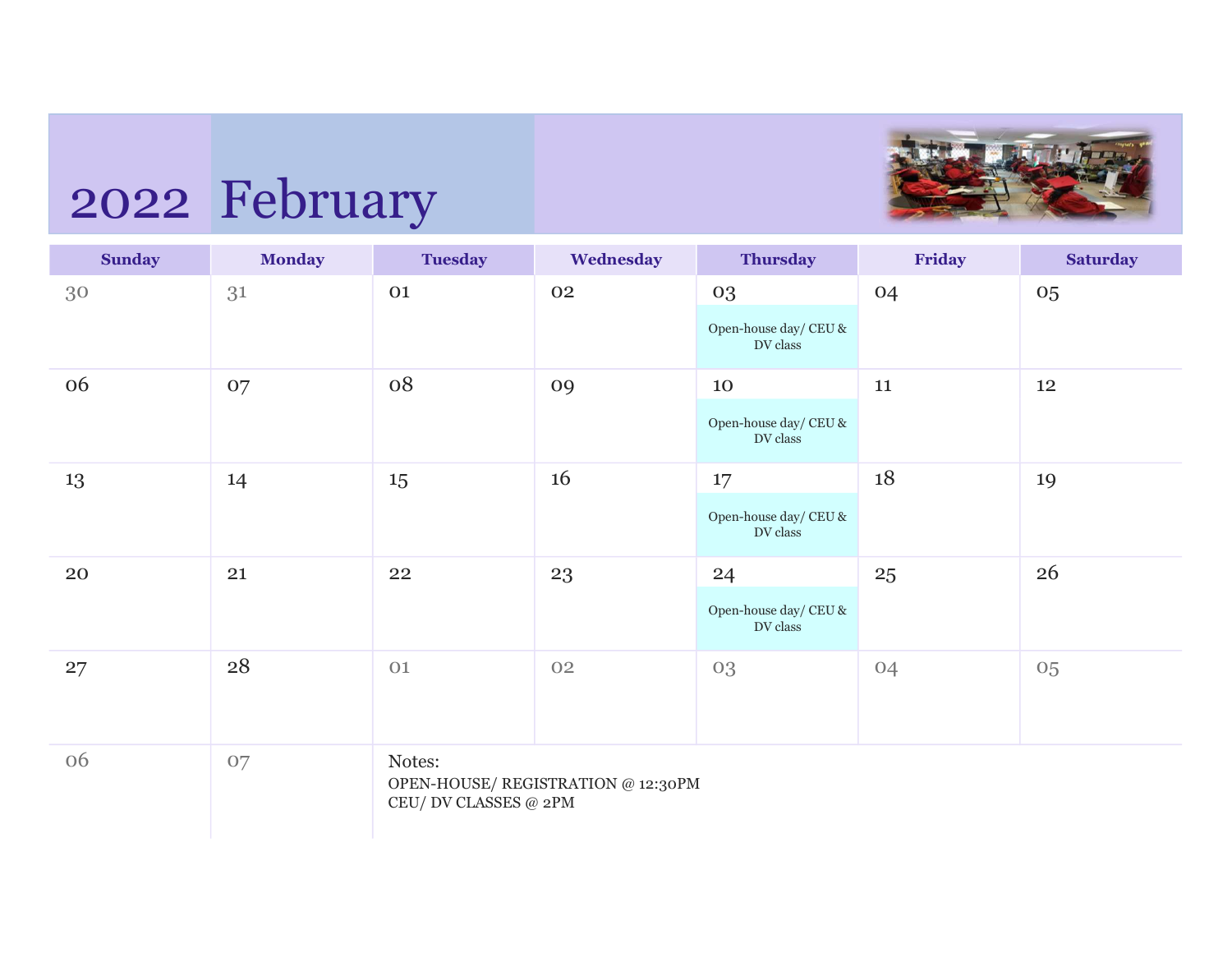# 2022 February

| Sunday | Monday | Tuesday | Wednesday | Thursday | Friday | Saturday |
|---|---|---|---|---|---|---|
| 30 | 31 | 01 | 02 | 03<br>Open-house day/ CEU & DV class | 04 | 05 |
| 06 | 07 | 08 | 09 | 10<br>Open-house day/ CEU & DV class | 11 | 12 |
| 13 | 14 | 15 | 16 | 17<br>Open-house day/ CEU & DV class | 18 | 19 |
| 20 | 21 | 22 | 23 | 24<br>Open-house day/ CEU & DV class | 25 | 26 |
| 27 | 28 | 01 | 02 | 03 | 04 | 05 |
| 06 | 07 | | | | | |

Notes:

OPEN-HOUSE/ REGISTRATION @ 12:30PM
CEU/ DV CLASSES @ 2PM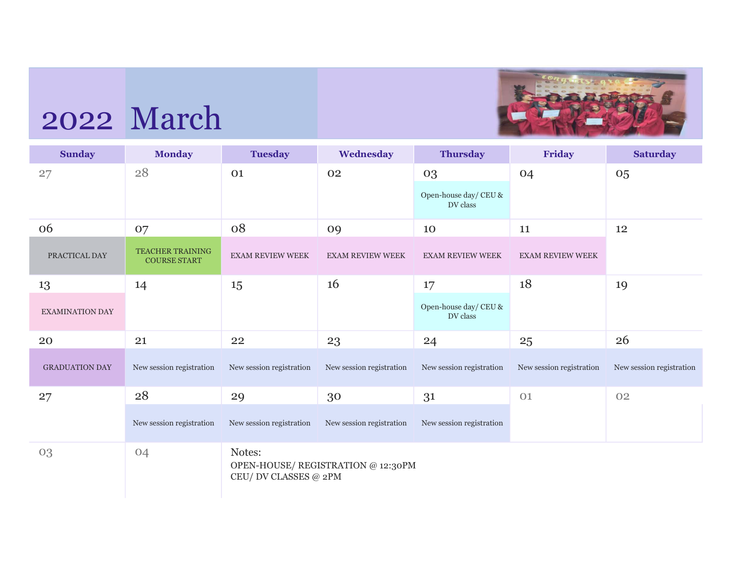# 2022 March

| Sunday | Monday | Tuesday | Wednesday | Thursday | Friday | Saturday |
|---|---|---|---|---|---|---|
| 27 | 28 | 01 | 02 | 03 Open-house day/ CEU & DV class | 04 | 05 |
| 06 PRACTICAL DAY | 07 TEACHER TRAINING COURSE START | 08 EXAM REVIEW WEEK | 09 EXAM REVIEW WEEK | 10 EXAM REVIEW WEEK | 11 EXAM REVIEW WEEK | 12 |
| 13 EXAMINATION DAY | 14 | 15 | 16 | 17 Open-house day/ CEU & DV class | 18 | 19 |
| 20 GRADUATION DAY | 21 New session registration | 22 New session registration | 23 New session registration | 24 New session registration | 25 New session registration | 26 New session registration |
| 27 | 28 New session registration | 29 New session registration | 30 New session registration | 31 New session registration | 01 | 02 |
| 03 | 04 | | | | | |

Notes:

OPEN-HOUSE/ REGISTRATION @ 12:30PM
CEU/ DV CLASSES @ 2PM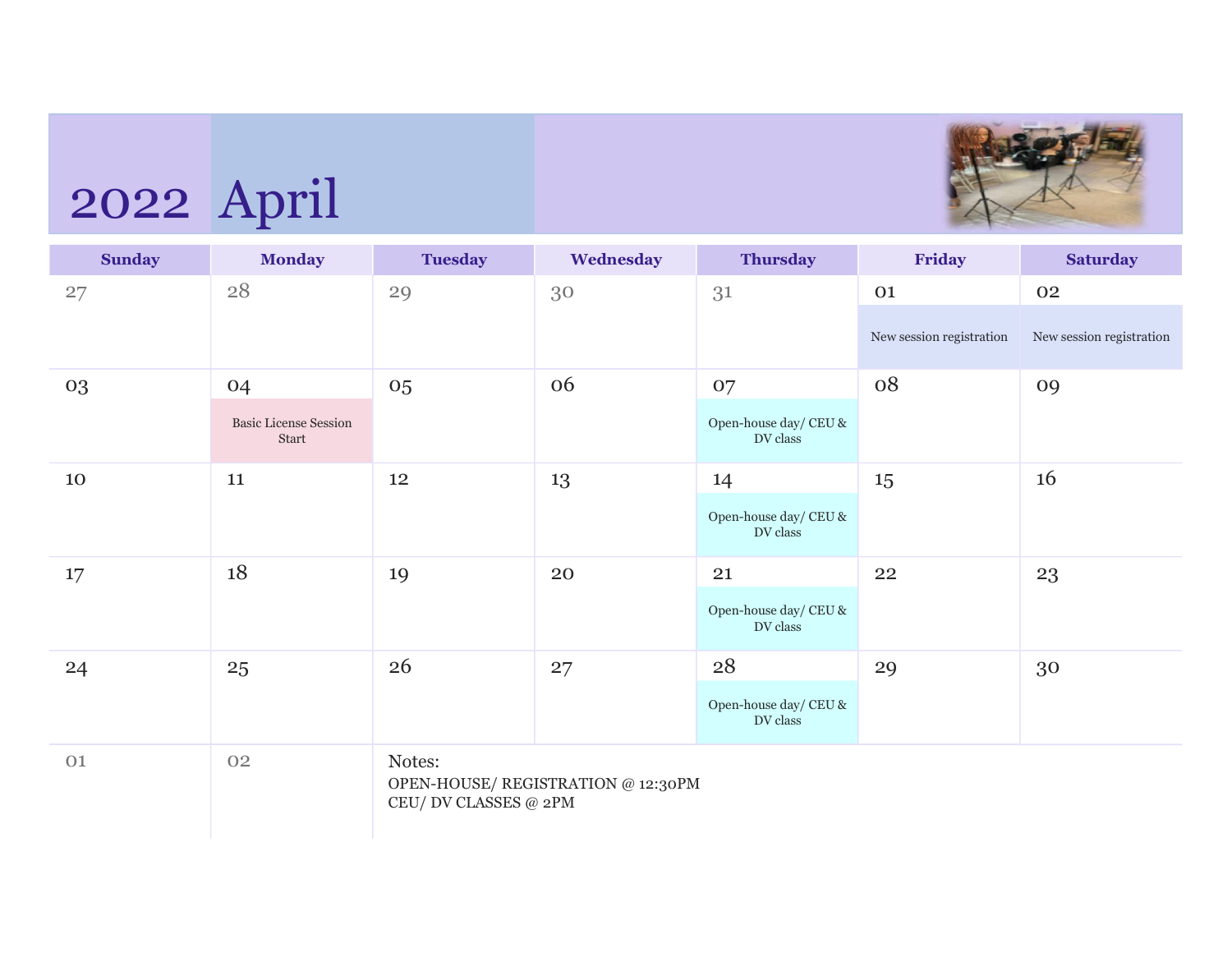# 2022 April

| Sunday | Monday | Tuesday | Wednesday | Thursday | Friday | Saturday |
|---|---|---|---|---|---|---|
| 27 | 28 | 29 | 30 | 31 | 01 New session registration | 02 New session registration |
| 03 | 04 Basic License Session Start | 05 | 06 | 07 Open-house day/ CEU & DV class | 08 | 09 |
| 10 | 11 | 12 | 13 | 14 Open-house day/ CEU & DV class | 15 | 16 |
| 17 | 18 | 19 | 20 | 21 Open-house day/ CEU & DV class | 22 | 23 |
| 24 | 25 | 26 | 27 | 28 Open-house day/ CEU & DV class | 29 | 30 |
| 01 | 02 | | | | | |

Notes:

OPEN-HOUSE/ REGISTRATION @ 12:30PM
CEU/ DV CLASSES @ 2PM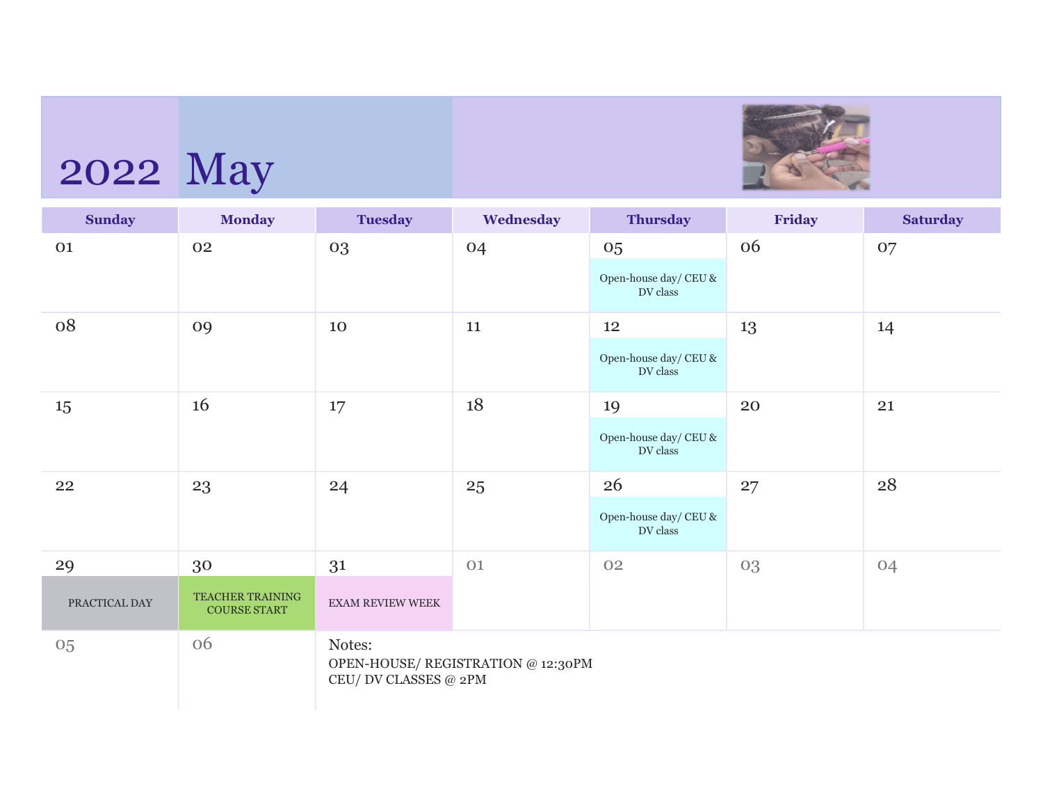# 2022 May

| Sunday | Monday | Tuesday | Wednesday | Thursday | Friday | Saturday |
|---|---|---|---|---|---|---|
| 01 | 02 | 03 | 04 | 05 Open-house day/ CEU & DV class | 06 | 07 |
| 08 | 09 | 10 | 11 | 12 Open-house day/ CEU & DV class | 13 | 14 |
| 15 | 16 | 17 | 18 | 19 Open-house day/ CEU & DV class | 20 | 21 |
| 22 | 23 | 24 | 25 | 26 Open-house day/ CEU & DV class | 27 | 28 |
| 29 PRACTICAL DAY | 30 TEACHER TRAINING COURSE START | 31 EXAM REVIEW WEEK | 01 | 02 | 03 | 04 |
| 05 | 06 | | | | | |

Notes:

OPEN-HOUSE/ REGISTRATION @ 12:30PM
CEU/ DV CLASSES @ 2PM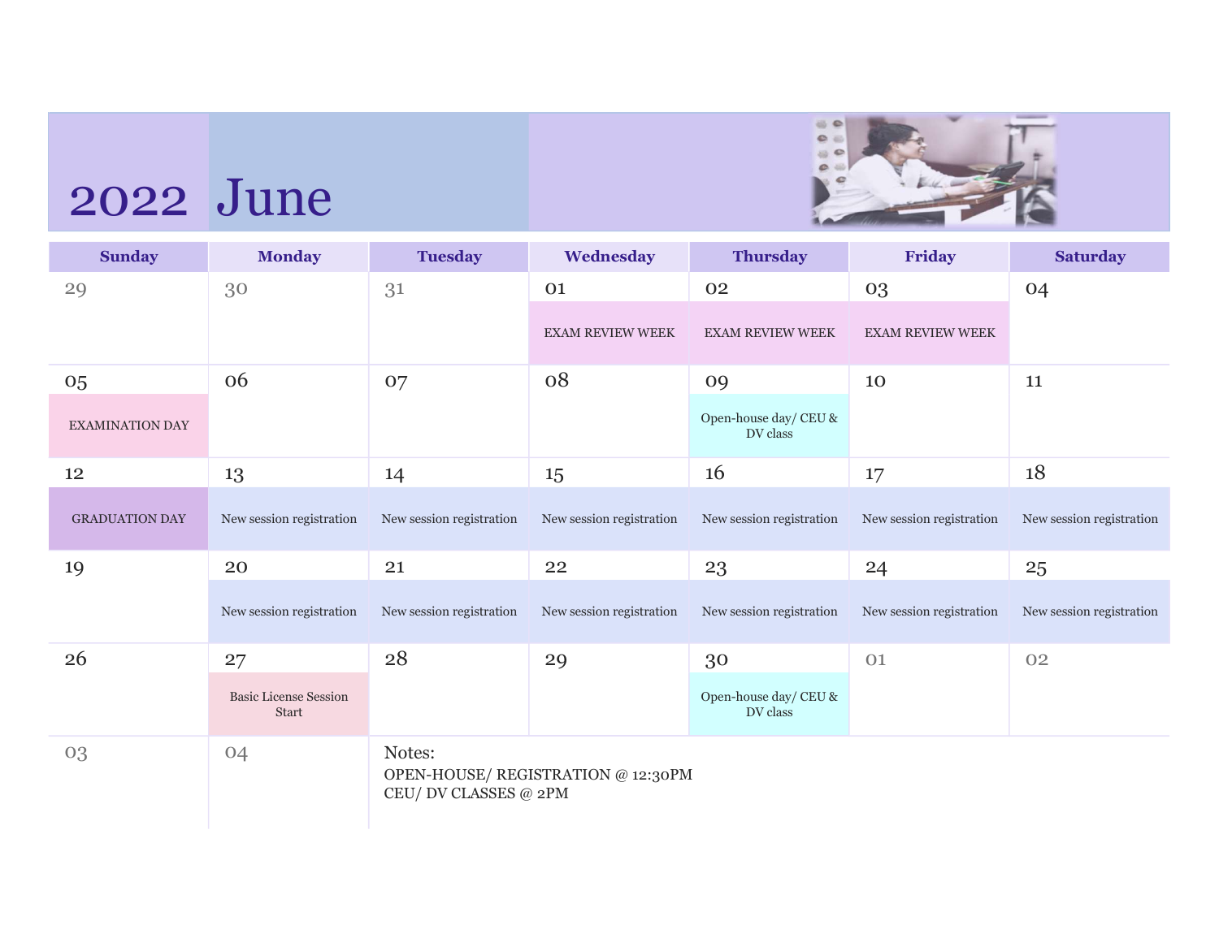# 2022 June

| Sunday | Monday | Tuesday | Wednesday | Thursday | Friday | Saturday |
|---|---|---|---|---|---|---|
| 29 | 30 | 31 | 01 EXAM REVIEW WEEK | 02 EXAM REVIEW WEEK | 03 EXAM REVIEW WEEK | 04 |
| 05 EXAMINATION DAY | 06 | 07 | 08 | 09 Open-house day/ CEU & DV class | 10 | 11 |
| 12 GRADUATION DAY | 13 New session registration | 14 New session registration | 15 New session registration | 16 New session registration | 17 New session registration | 18 New session registration |
| 19 | 20 New session registration | 21 New session registration | 22 New session registration | 23 New session registration | 24 New session registration | 25 New session registration |
| 26 | 27 Basic License Session Start | 28 | 29 | 30 Open-house day/ CEU & DV class | 01 | 02 |
| 03 | 04 | | | | | |

Notes:
OPEN-HOUSE/ REGISTRATION @ 12:30PM
CEU/ DV CLASSES @ 2PM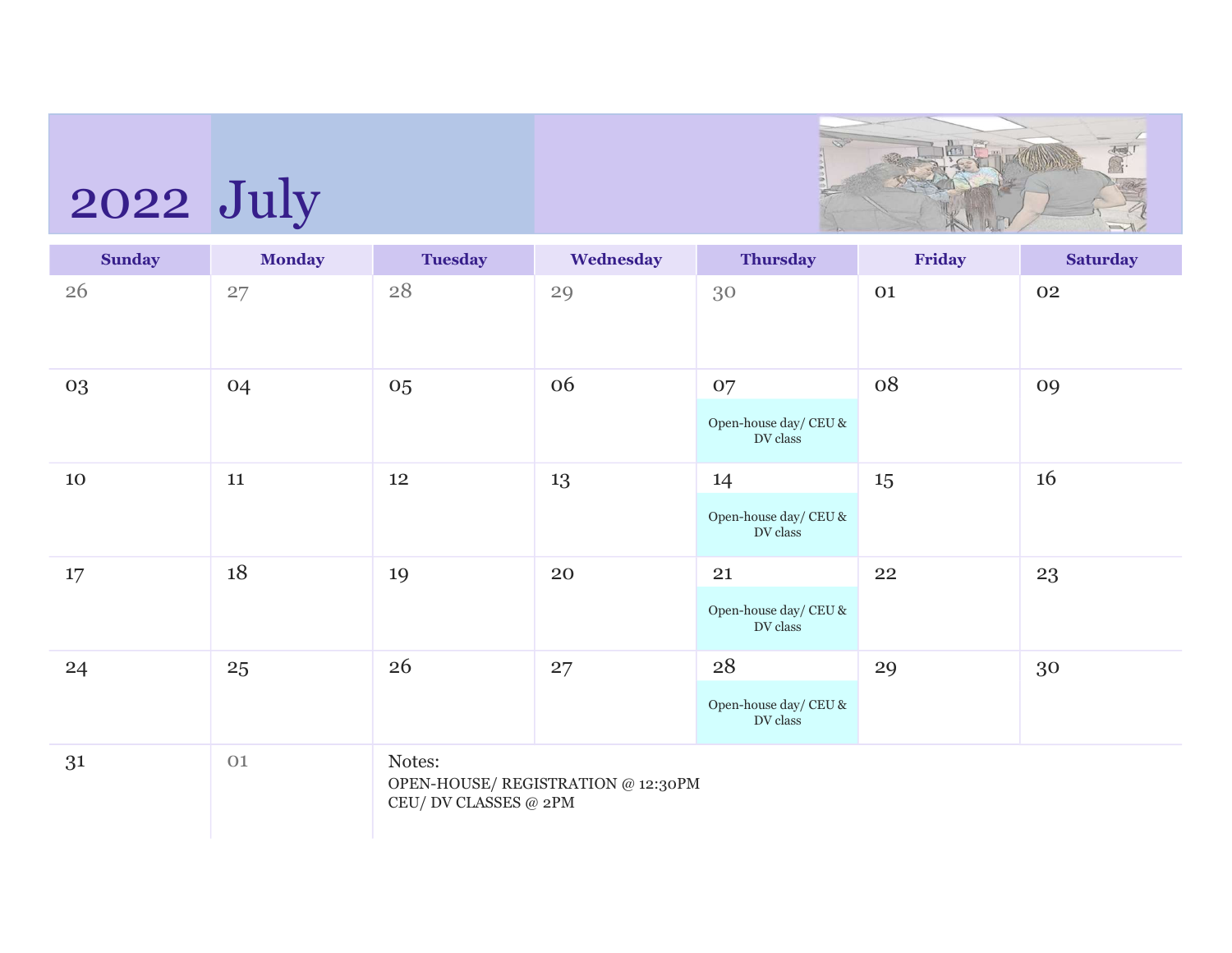# 2022 July

| Sunday | Monday | Tuesday | Wednesday | Thursday | Friday | Saturday |
|---|---|---|---|---|---|---|
| 26 | 27 | 28 | 29 | 30 | 01 | 02 |
| 03 | 04 | 05 | 06 | 07 Open-house day/ CEU & DV class | 08 | 09 |
| 10 | 11 | 12 | 13 | 14 Open-house day/ CEU & DV class | 15 | 16 |
| 17 | 18 | 19 | 20 | 21 Open-house day/ CEU & DV class | 22 | 23 |
| 24 | 25 | 26 | 27 | 28 Open-house day/ CEU & DV class | 29 | 30 |
| 31 | 01 | | | | | |

Notes:
OPEN-HOUSE/ REGISTRATION @ 12:30PM
CEU/ DV CLASSES @ 2PM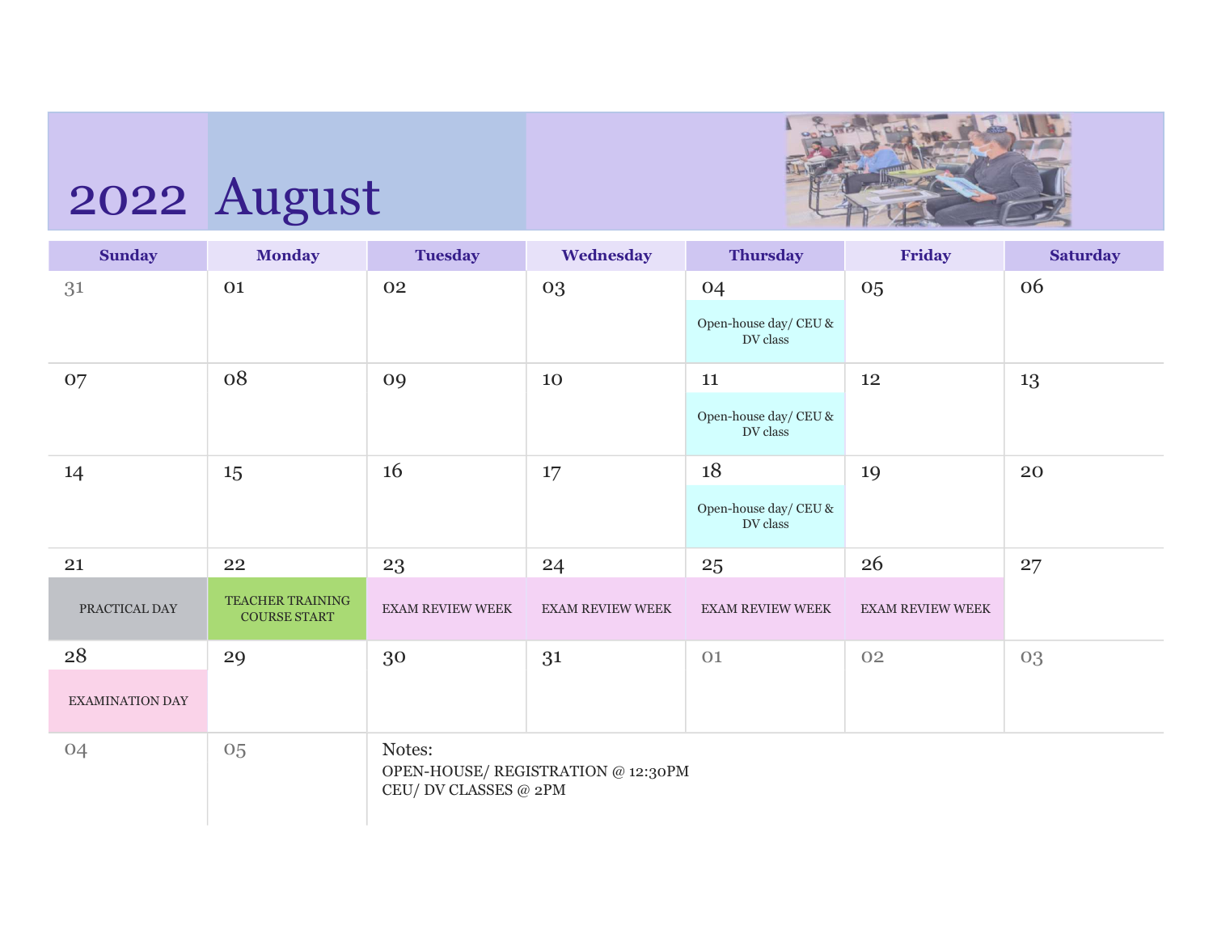# 2022 August

| Sunday | Monday | Tuesday | Wednesday | Thursday | Friday | Saturday |
|---|---|---|---|---|---|---|
| 31 | 01 | 02 | 03 | 04<br>Open-house day/ CEU & DV class | 05 | 06 |
| 07 | 08 | 09 | 10 | 11<br>Open-house day/ CEU & DV class | 12 | 13 |
| 14 | 15 | 16 | 17 | 18<br>Open-house day/ CEU & DV class | 19 | 20 |
| 21<br>PRACTICAL DAY | 22<br>TEACHER TRAINING COURSE START | 23<br>EXAM REVIEW WEEK | 24<br>EXAM REVIEW WEEK | 25<br>EXAM REVIEW WEEK | 26<br>EXAM REVIEW WEEK | 27 |
| 28<br>EXAMINATION DAY | 29 | 30 | 31 | 01 | 02 | 03 |
| 04 | 05 | | | | | |

Notes:

OPEN-HOUSE/ REGISTRATION @ 12:30PM
CEU/ DV CLASSES @ 2PM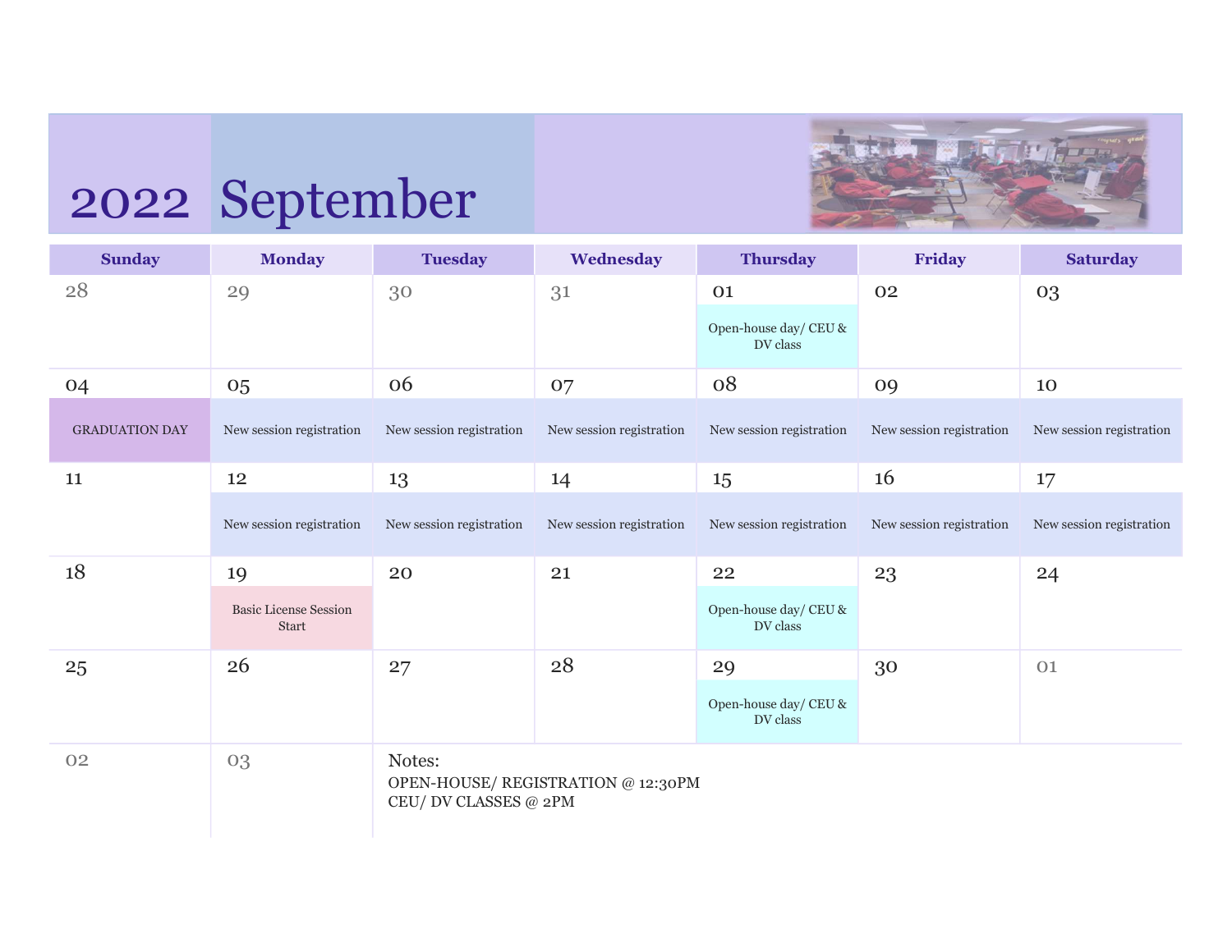# 2022 September

| Sunday | Monday | Tuesday | Wednesday | Thursday | Friday | Saturday |
|---|---|---|---|---|---|---|
| 28 | 29 | 30 | 31 | 01<br>Open-house day/ CEU & DV class | 02 | 03 |
| 04<br>GRADUATION DAY | 05<br>New session registration | 06<br>New session registration | 07<br>New session registration | 08<br>New session registration | 09<br>New session registration | 10<br>New session registration |
| 11 | 12<br>New session registration | 13<br>New session registration | 14<br>New session registration | 15<br>New session registration | 16<br>New session registration | 17<br>New session registration |
| 18 | 19<br>Basic License Session Start | 20 | 21 | 22<br>Open-house day/ CEU & DV class | 23 | 24 |
| 25 | 26 | 27 | 28 | 29<br>Open-house day/ CEU & DV class | 30 | 01 |
| 02 | 03 | | | | | |

Notes:

OPEN-HOUSE/ REGISTRATION @ 12:30PM
CEU/ DV CLASSES @ 2PM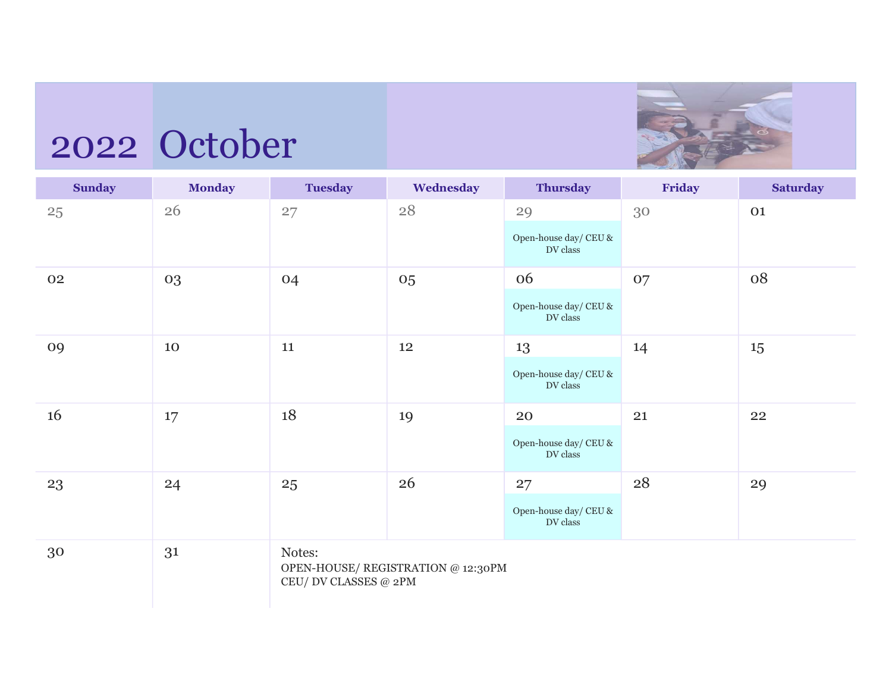# 2022 October

| Sunday | Monday | Tuesday | Wednesday | Thursday | Friday | Saturday |
|---|---|---|---|---|---|---|
| 25 | 26 | 27 | 28 | 29 Open-house day/ CEU & DV class | 30 | 01 |
| 02 | 03 | 04 | 05 | 06 Open-house day/ CEU & DV class | 07 | 08 |
| 09 | 10 | 11 | 12 | 13 Open-house day/ CEU & DV class | 14 | 15 |
| 16 | 17 | 18 | 19 | 20 Open-house day/ CEU & DV class | 21 | 22 |
| 23 | 24 | 25 | 26 | 27 Open-house day/ CEU & DV class | 28 | 29 |
| 30 | 31 | | | | | |

Notes:
OPEN-HOUSE/ REGISTRATION @ 12:30PM
CEU/ DV CLASSES @ 2PM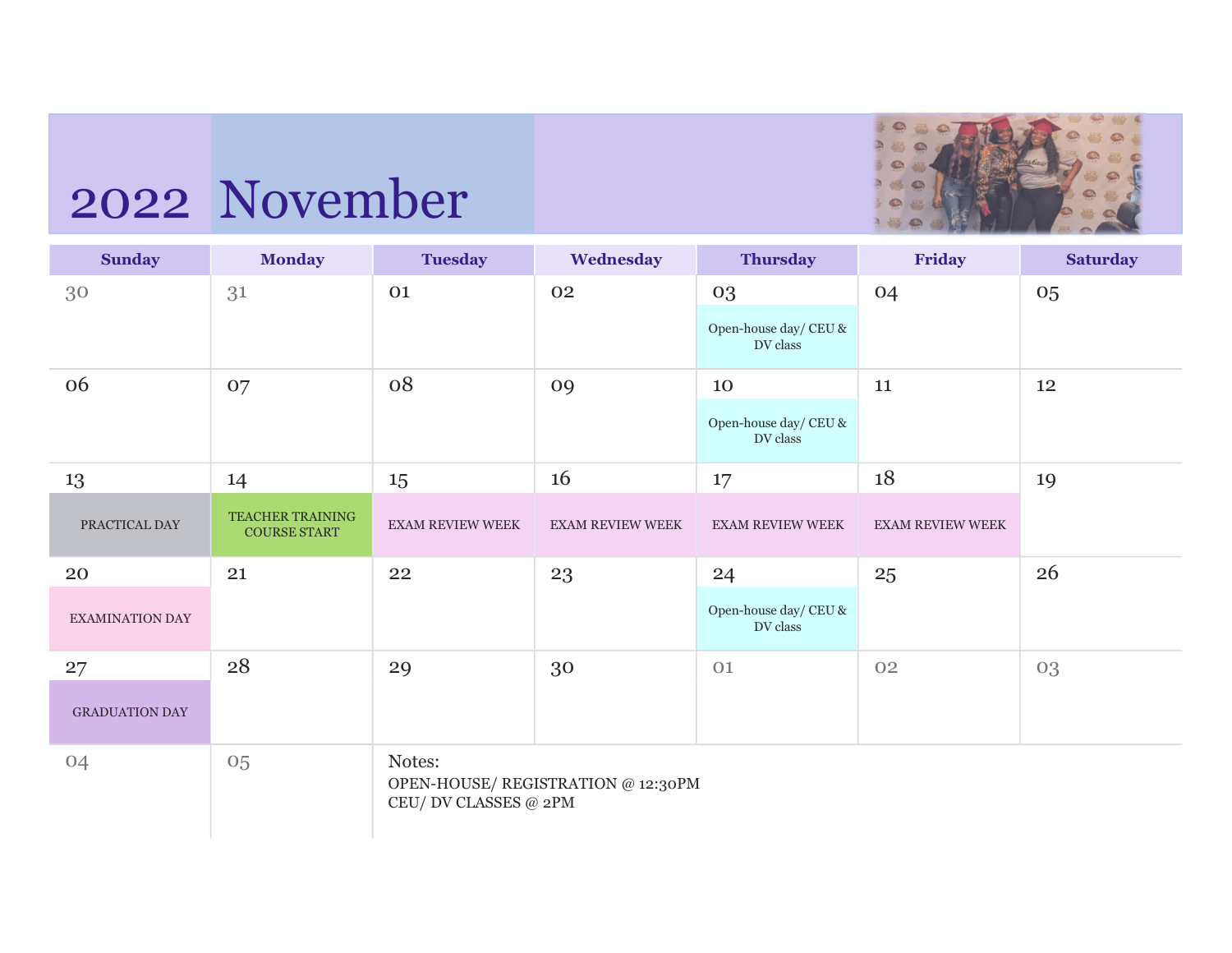# 2022 November

| Sunday | Monday | Tuesday | Wednesday | Thursday | Friday | Saturday |
|---|---|---|---|---|---|---|
| 30 | 31 | 01 | 02 | 03<br>Open-house day/ CEU & DV class | 04 | 05 |
| 06 | 07 | 08 | 09 | 10<br>Open-house day/ CEU & DV class | 11 | 12 |
| 13<br>PRACTICAL DAY | 14<br>TEACHER TRAINING COURSE START | 15<br>EXAM REVIEW WEEK | 16<br>EXAM REVIEW WEEK | 17<br>EXAM REVIEW WEEK | 18<br>EXAM REVIEW WEEK | 19 |
| 20<br>EXAMINATION DAY | 21 | 22 | 23 | 24<br>Open-house day/ CEU & DV class | 25 | 26 |
| 27<br>GRADUATION DAY | 28 | 29 | 30 | 01 | 02 | 03 |
| 04 | 05 | | | | | |

Notes:

OPEN-HOUSE/ REGISTRATION @ 12:30PM
CEU/ DV CLASSES @ 2PM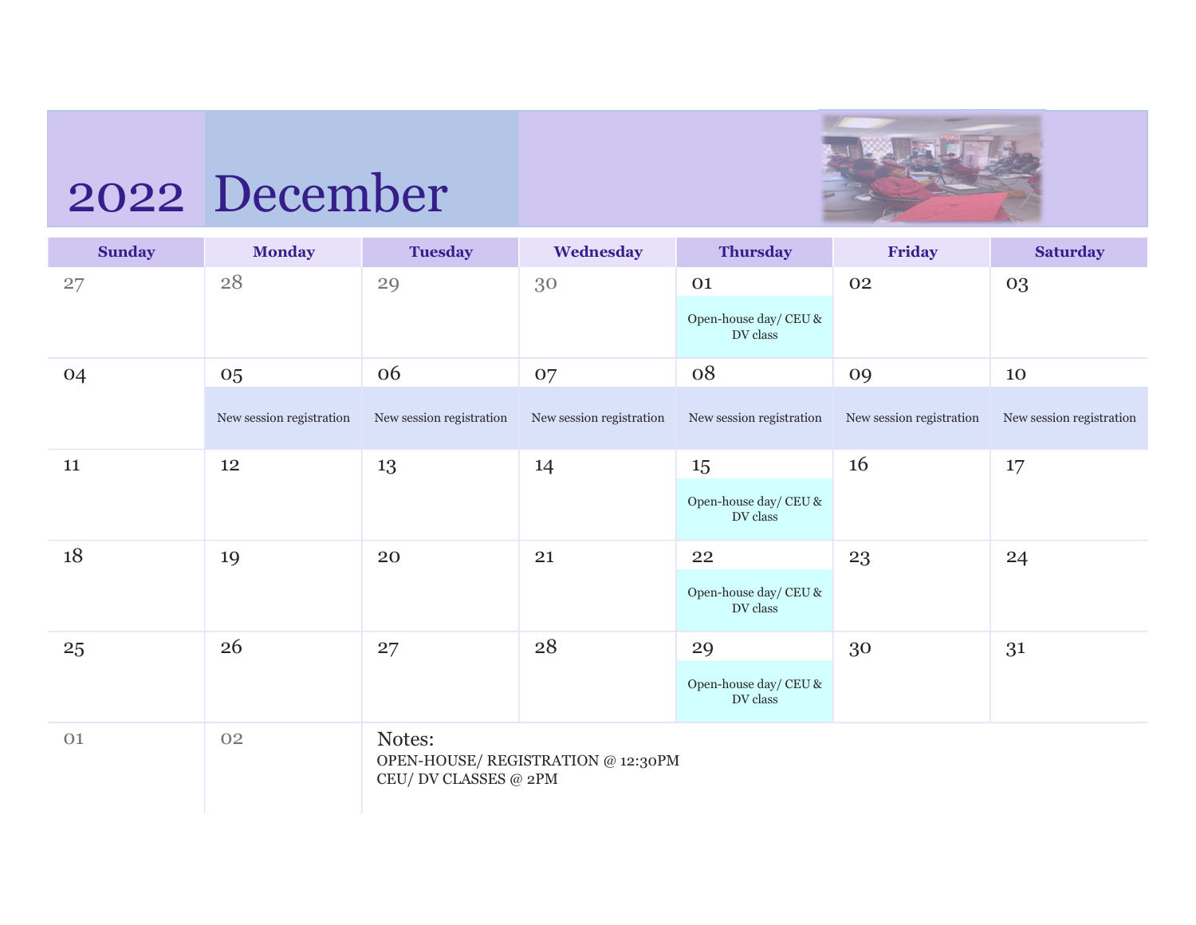# 2022 December

| Sunday | Monday | Tuesday | Wednesday | Thursday | Friday | Saturday |
|---|---|---|---|---|---|---|
| 27 | 28 | 29 | 30 | 01<br>Open-house day/ CEU & DV class | 02 | 03 |
| 04 | 05<br>New session registration | 06<br>New session registration | 07<br>New session registration | 08<br>New session registration | 09<br>New session registration | 10<br>New session registration |
| 11 | 12 | 13 | 14 | 15<br>Open-house day/ CEU & DV class | 16 | 17 |
| 18 | 19 | 20 | 21 | 22<br>Open-house day/ CEU & DV class | 23 | 24 |
| 25 | 26 | 27 | 28 | 29<br>Open-house day/ CEU & DV class | 30 | 31 |
| 01 | 02 | | | | | |

Notes:

OPEN-HOUSE/ REGISTRATION @ 12:30PM
CEU/ DV CLASSES @ 2PM